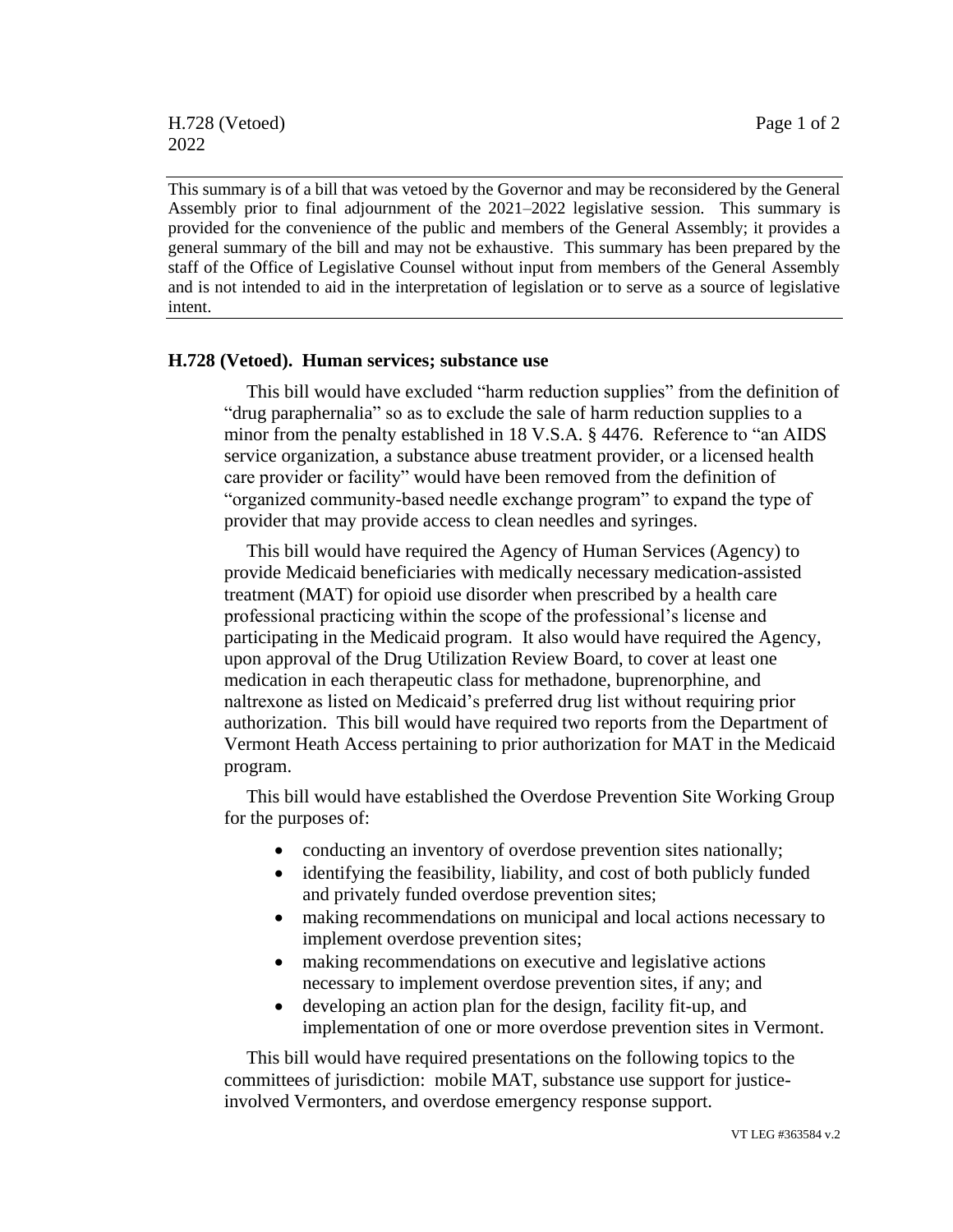This summary is of a bill that was vetoed by the Governor and may be reconsidered by the General Assembly prior to final adjournment of the 2021–2022 legislative session. This summary is provided for the convenience of the public and members of the General Assembly; it provides a general summary of the bill and may not be exhaustive. This summary has been prepared by the staff of the Office of Legislative Counsel without input from members of the General Assembly and is not intended to aid in the interpretation of legislation or to serve as a source of legislative intent.

**H.728 (Vetoed). Human services; substance use**

This bill would have excluded "harm reduction supplies" from the definition of "drug paraphernalia" so as to exclude the sale of harm reduction supplies to a minor from the penalty established in 18 V.S.A. § 4476. Reference to "an AIDS service organization, a substance abuse treatment provider, or a licensed health care provider or facility" would have been removed from the definition of "organized community-based needle exchange program" to expand the type of provider that may provide access to clean needles and syringes.

This bill would have required the Agency of Human Services (Agency) to provide Medicaid beneficiaries with medically necessary medication-assisted treatment (MAT) for opioid use disorder when prescribed by a health care professional practicing within the scope of the professional's license and participating in the Medicaid program. It also would have required the Agency, upon approval of the Drug Utilization Review Board, to cover at least one medication in each therapeutic class for methadone, buprenorphine, and naltrexone as listed on Medicaid's preferred drug list without requiring prior authorization. This bill would have required two reports from the Department of Vermont Heath Access pertaining to prior authorization for MAT in the Medicaid program.

This bill would have established the Overdose Prevention Site Working Group for the purposes of:

- conducting an inventory of overdose prevention sites nationally;
- identifying the feasibility, liability, and cost of both publicly funded and privately funded overdose prevention sites;
- making recommendations on municipal and local actions necessary to implement overdose prevention sites;
- making recommendations on executive and legislative actions necessary to implement overdose prevention sites, if any; and
- developing an action plan for the design, facility fit-up, and implementation of one or more overdose prevention sites in Vermont.

This bill would have required presentations on the following topics to the committees of jurisdiction: mobile MAT, substance use support for justice-involved Vermonters, and overdose emergency response support.

VT LEG #363584 v.2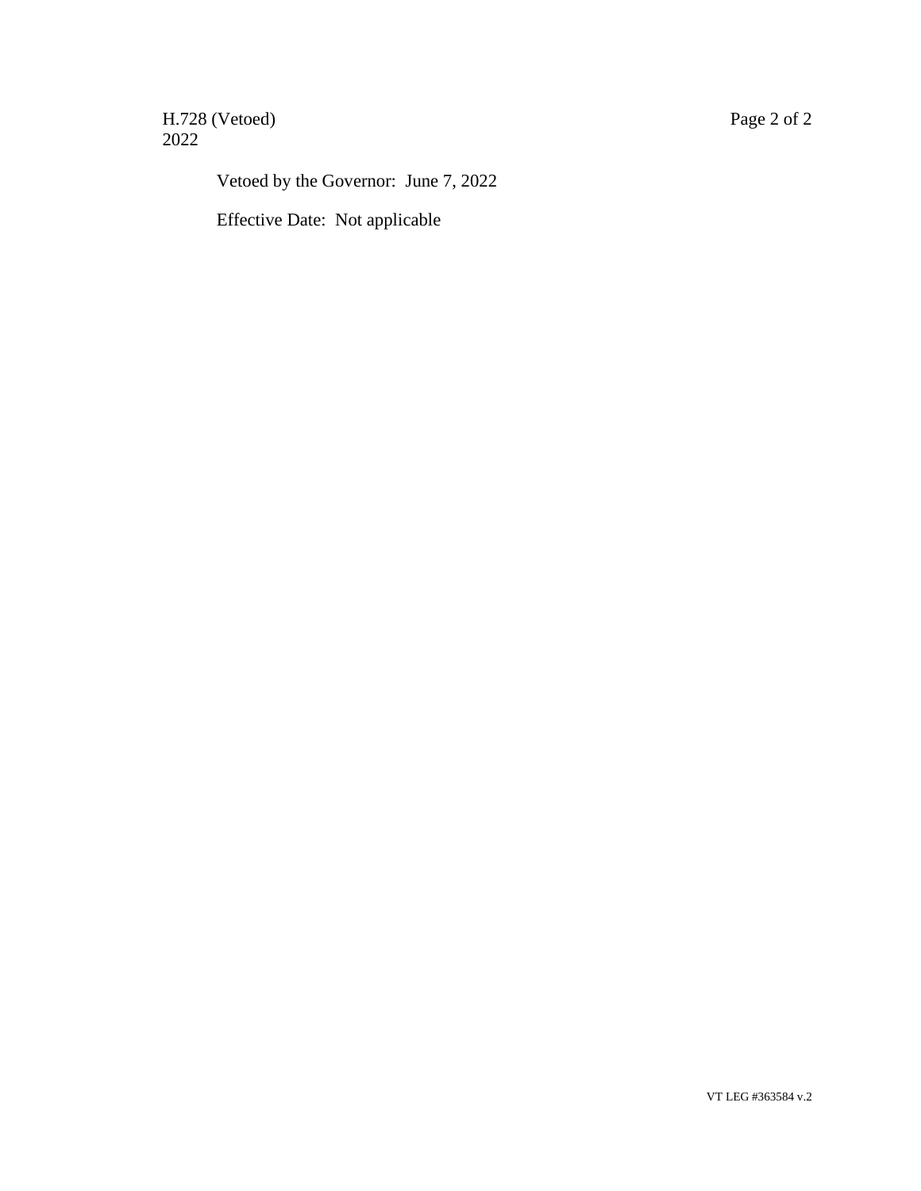Vetoed by the Governor: June 7, 2022

Effective Date: Not applicable